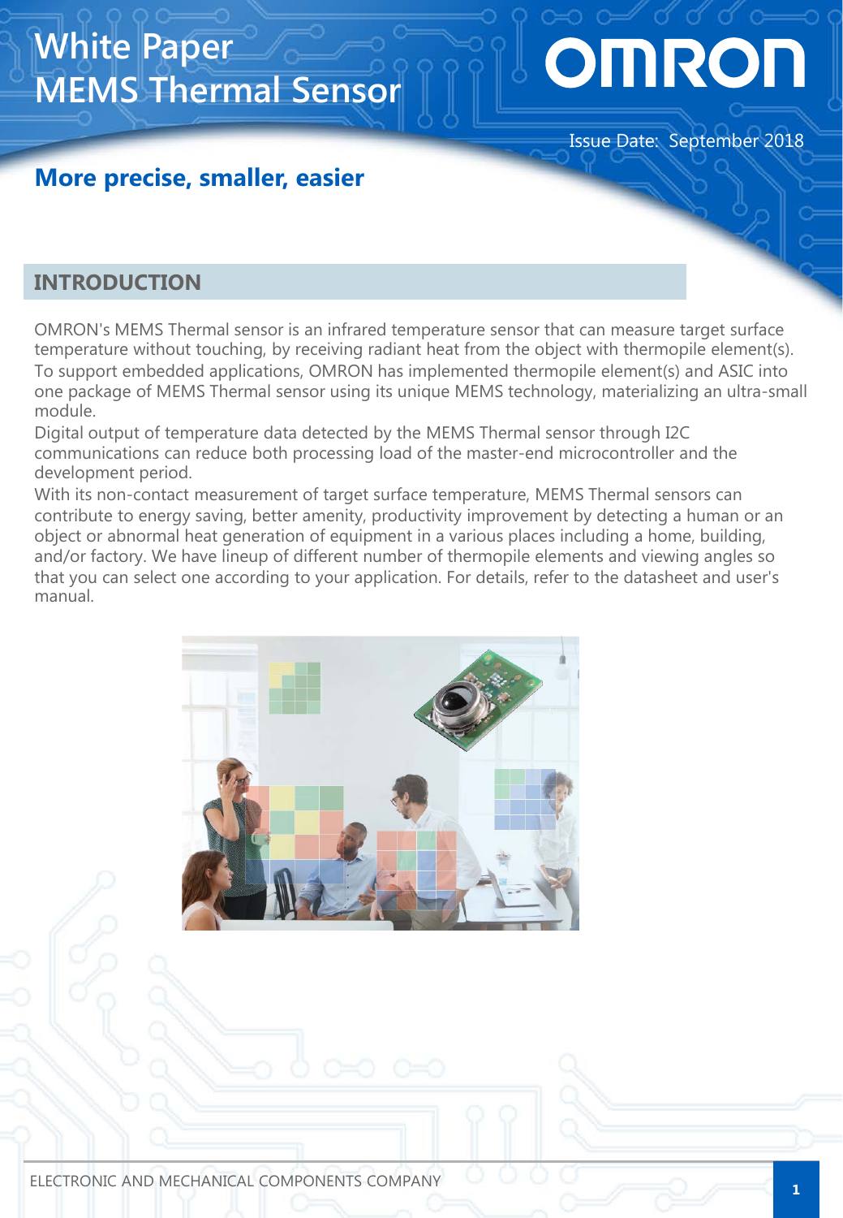# White Paper
# MEMS Thermal Sensor

Issue Date: September 2018

## More precise, smaller, easier

## INTRODUCTION

OMRON's MEMS Thermal sensor is an infrared temperature sensor that can measure target surface temperature without touching, by receiving radiant heat from the object with thermopile element(s).
To support embedded applications, OMRON has implemented thermopile element(s) and ASIC into one package of MEMS Thermal sensor using its unique MEMS technology, materializing an ultra-small module.
Digital output of temperature data detected by the MEMS Thermal sensor through I2C communications can reduce both processing load of the master-end microcontroller and the development period.
With its non-contact measurement of target surface temperature, MEMS Thermal sensors can contribute to energy saving, better amenity, productivity improvement by detecting a human or an object or abnormal heat generation of equipment in a various places including a home, building, and/or factory. We have lineup of different number of thermopile elements and viewing angles so that you can select one according to your application. For details, refer to the datasheet and user's manual.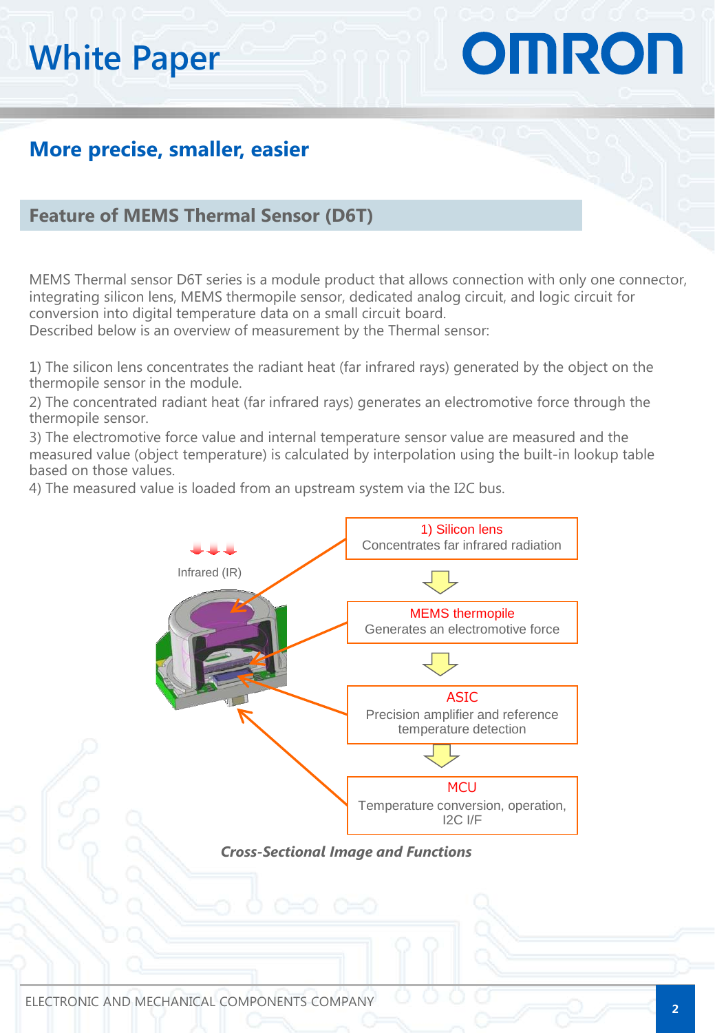## More precise, smaller, easier

### Feature of MEMS Thermal Sensor (D6T)

MEMS Thermal sensor D6T series is a module product that allows connection with only one connector, integrating silicon lens, MEMS thermopile sensor, dedicated analog circuit, and logic circuit for conversion into digital temperature data on a small circuit board.
Described below is an overview of measurement by the Thermal sensor:

1) The silicon lens concentrates the radiant heat (far infrared rays) generated by the object on the thermopile sensor in the module.
2) The concentrated radiant heat (far infrared rays) generates an electromotive force through the thermopile sensor.
3) The electromotive force value and internal temperature sensor value are measured and the measured value (object temperature) is calculated by interpolation using the built-in lookup table based on those values.
4) The measured value is loaded from an upstream system via the I2C bus.

Infrared (IR)

1) Silicon lens
Concentrates far infrared radiation

MEMS thermopile
Generates an electromotive force

ASIC
Precision amplifier and reference temperature detection

MCU
Temperature conversion, operation, I2C I/F

***Cross-Sectional Image and Functions***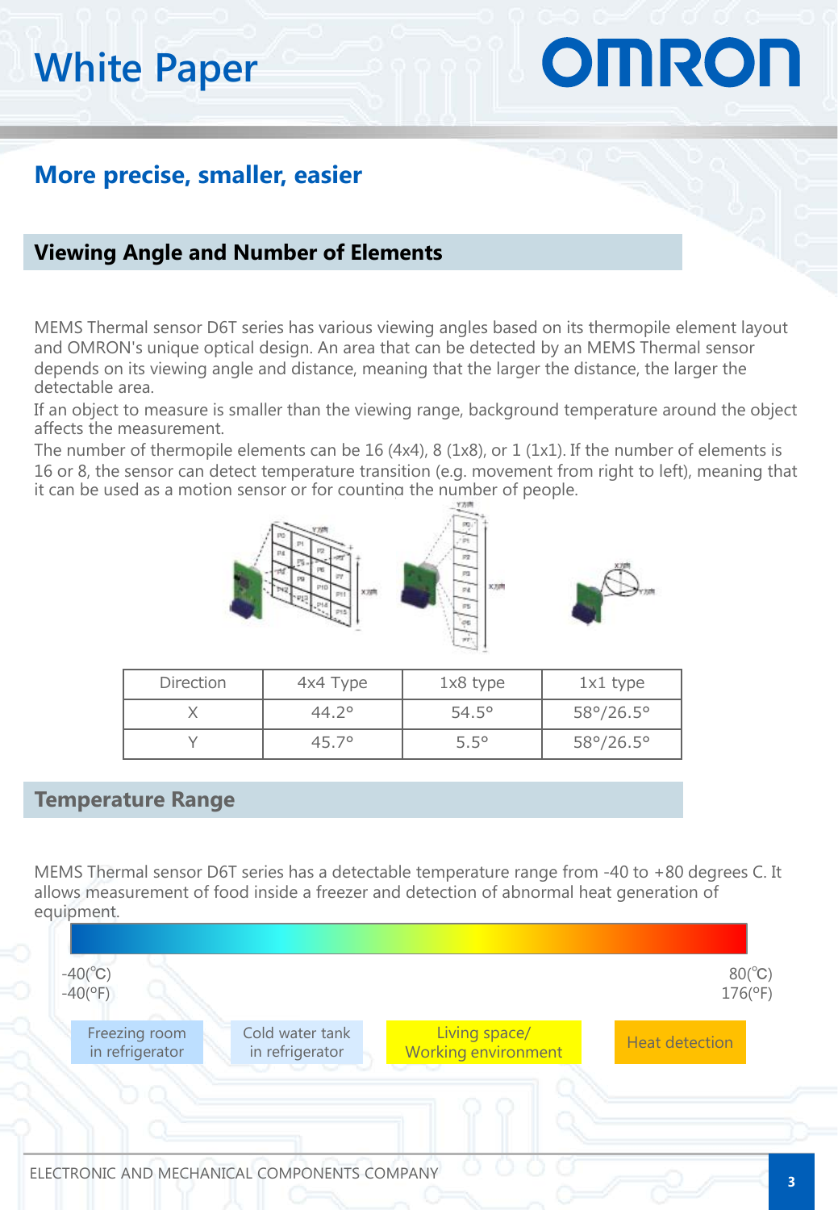## More precise, smaller, easier

### Viewing Angle and Number of Elements

MEMS Thermal sensor D6T series has various viewing angles based on its thermopile element layout and OMRON's unique optical design. An area that can be detected by an MEMS Thermal sensor depends on its viewing angle and distance, meaning that the larger the distance, the larger the detectable area.

If an object to measure is smaller than the viewing range, background temperature around the object affects the measurement.

The number of thermopile elements can be 16 (4x4), 8 (1x8), or 1 (1x1). If the number of elements is 16 or 8, the sensor can detect temperature transition (e.g. movement from right to left), meaning that it can be used as a motion sensor or for counting the number of people.

| Direction | 4x4 Type | 1x8 type | 1x1 type |
|---|---|---|---|
| X | 44.2° | 54.5° | 58°/26.5° |
| Y | 45.7° | 5.5° | 58°/26.5° |

### Temperature Range

MEMS Thermal sensor D6T series has a detectable temperature range from -40 to +80 degrees C. It allows measurement of food inside a freezer and detection of abnormal heat generation of equipment.

-40(℃)
-40(°F)

80(℃)
176(°F)

Freezing room in refrigerator | Cold water tank in refrigerator | Living space/ Working environment | Heat detection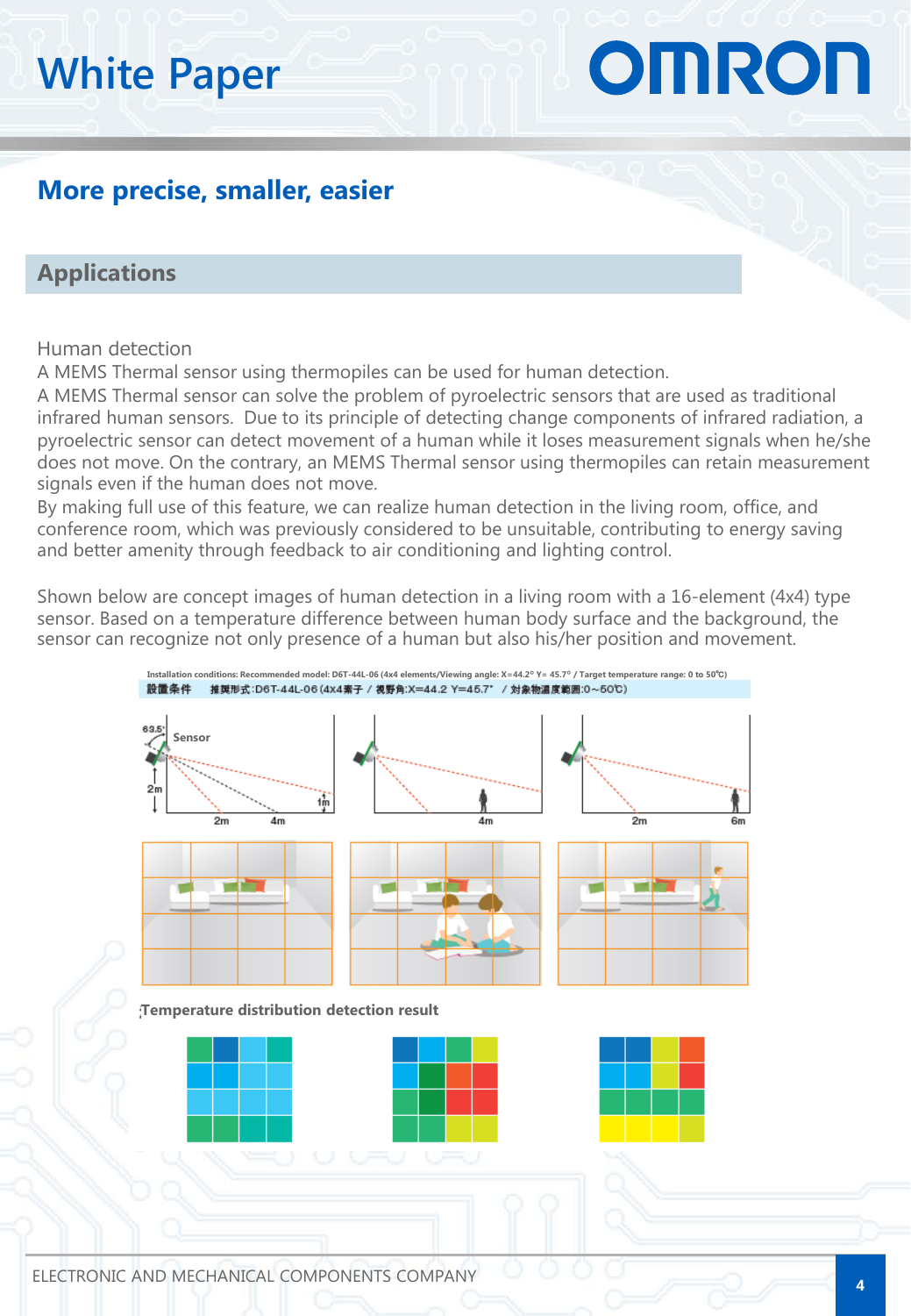# White Paper

## More precise, smaller, easier

## Applications

Human detection

A MEMS Thermal sensor using thermopiles can be used for human detection.

A MEMS Thermal sensor can solve the problem of pyroelectric sensors that are used as traditional infrared human sensors. Due to its principle of detecting change components of infrared radiation, a pyroelectric sensor can detect movement of a human while it loses measurement signals when he/she does not move. On the contrary, an MEMS Thermal sensor using thermopiles can retain measurement signals even if the human does not move.

By making full use of this feature, we can realize human detection in the living room, office, and conference room, which was previously considered to be unsuitable, contributing to energy saving and better amenity through feedback to air conditioning and lighting control.

Shown below are concept images of human detection in a living room with a 16-element (4x4) type sensor. Based on a temperature difference between human body surface and the background, the sensor can recognize not only presence of a human but also his/her position and movement.

Installation conditions: Recommended model: D6T-44L-06 (4x4 elements/Viewing angle: X=44.2° Y= 45.7° / Target temperature range: 0 to 50℃)

設置条件　推奨形式:D6T-44L-06 (4x4素子 / 視野角:X=44.2 Y=45.7° / 対象物温度範囲:0～50℃)

Temperature distribution detection result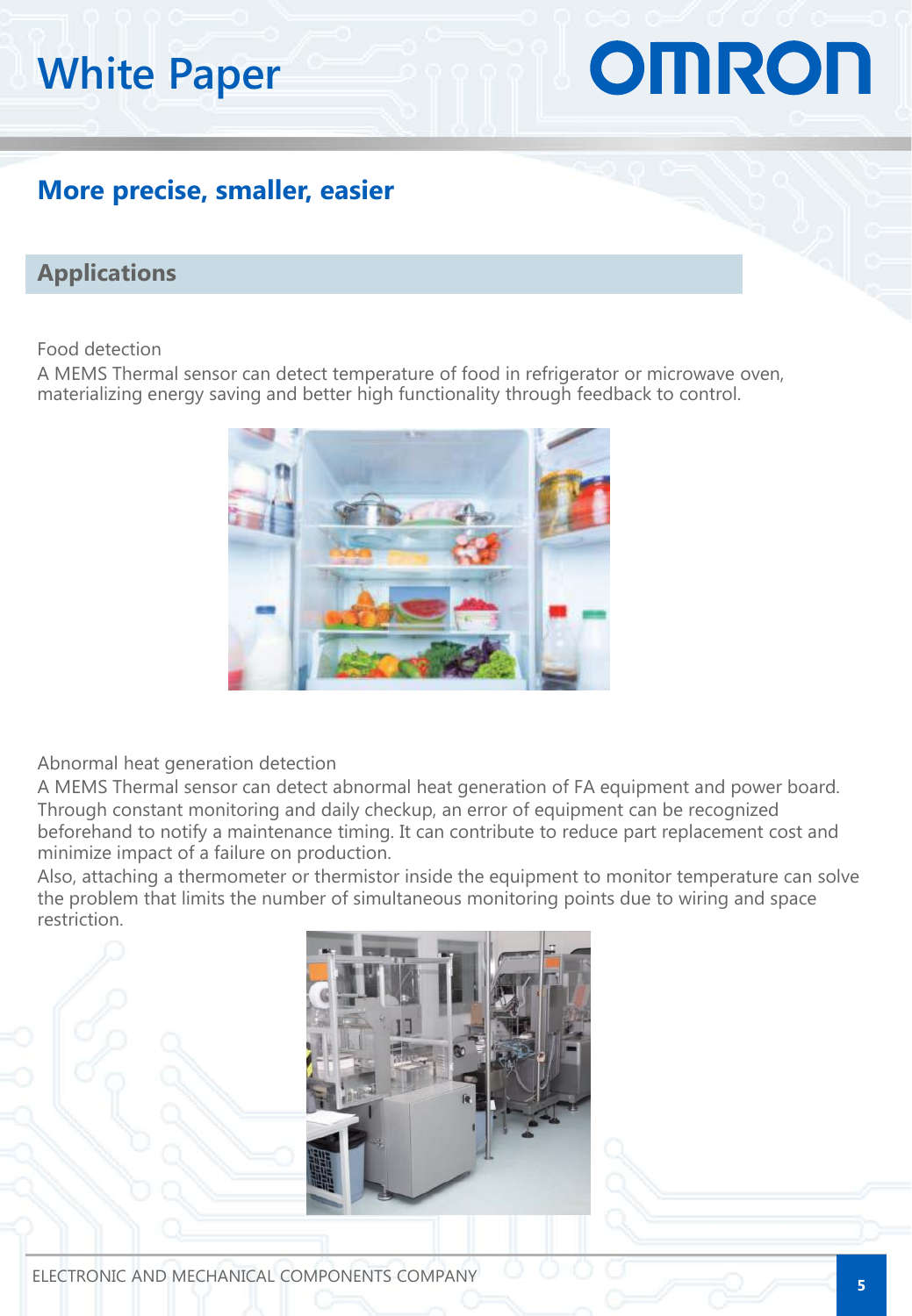## More precise, smaller, easier

### Applications

Food detection

A MEMS Thermal sensor can detect temperature of food in refrigerator or microwave oven, materializing energy saving and better high functionality through feedback to control.

Abnormal heat generation detection

A MEMS Thermal sensor can detect abnormal heat generation of FA equipment and power board. Through constant monitoring and daily checkup, an error of equipment can be recognized beforehand to notify a maintenance timing. It can contribute to reduce part replacement cost and minimize impact of a failure on production.

Also, attaching a thermometer or thermistor inside the equipment to monitor temperature can solve the problem that limits the number of simultaneous monitoring points due to wiring and space restriction.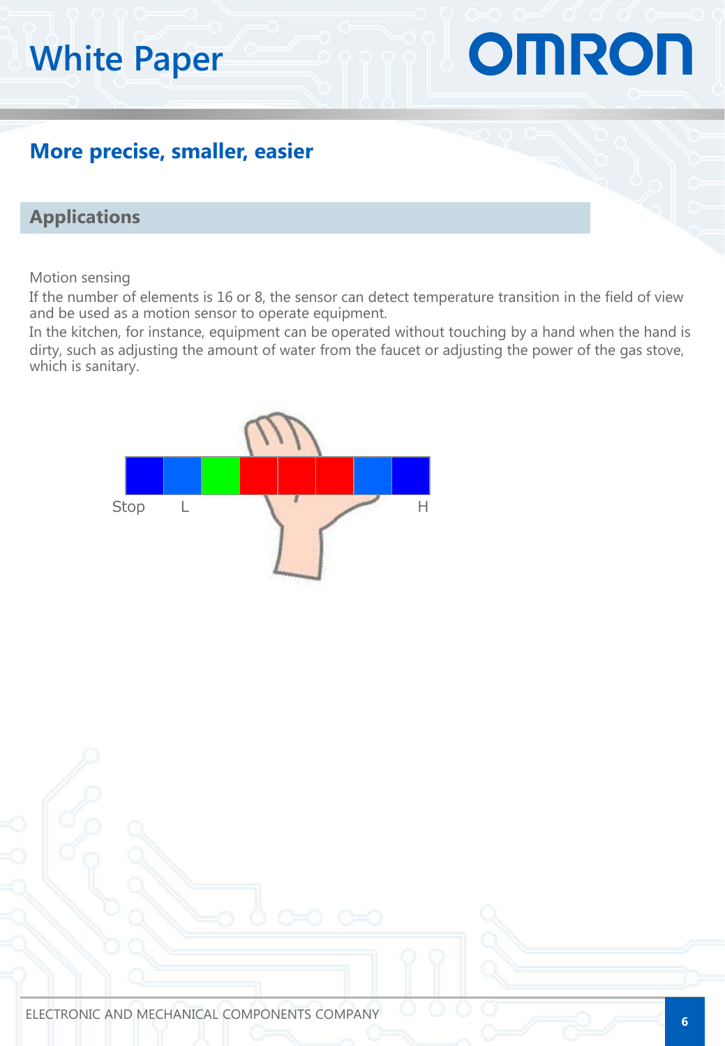## More precise, smaller, easier

### Applications

Motion sensing

If the number of elements is 16 or 8, the sensor can detect temperature transition in the field of view and be used as a motion sensor to operate equipment.

In the kitchen, for instance, equipment can be operated without touching by a hand when the hand is dirty, such as adjusting the amount of water from the faucet or adjusting the power of the gas stove, which is sanitary.

Stop L H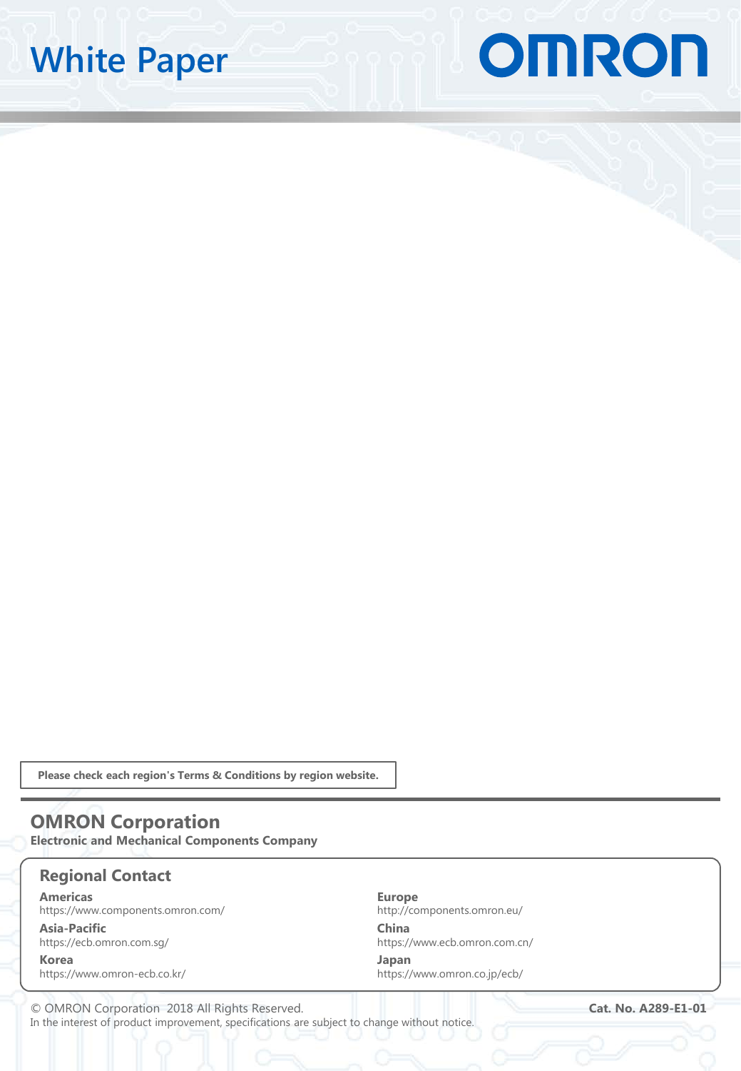White Paper

OMRON

**Please check each region's Terms & Conditions by region website.**

## OMRON Corporation

**Electronic and Mechanical Components Company**

### Regional Contact

**Americas**
https://www.components.omron.com/

**Asia-Pacific**
https://ecb.omron.com.sg/

**Korea**
https://www.omron-ecb.co.kr/

**Europe**
http://components.omron.eu/

**China**
https://www.ecb.omron.com.cn/

**Japan**
https://www.omron.co.jp/ecb/

© OMRON Corporation 2018 All Rights Reserved.
In the interest of product improvement, specifications are subject to change without notice.

**Cat. No. A289-E1-01**